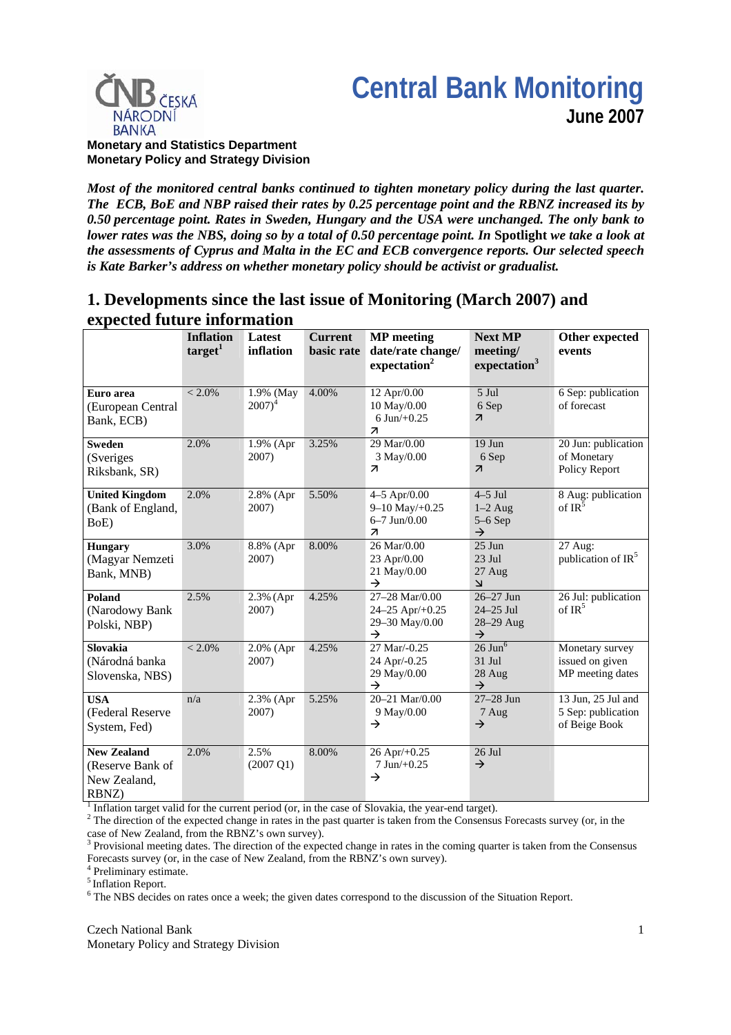# Central Bank Monitoring

**June 2007**

**Monetary and Statistics Department**
**Monetary Policy and Strategy Division**

***Most of the monitored central banks continued to tighten monetary policy during the last quarter. The ECB, BoE and NBP raised their rates by 0.25 percentage point and the RBNZ increased its by 0.50 percentage point. Rates in Sweden, Hungary and the USA were unchanged. The only bank to lower rates was the NBS, doing so by a total of 0.50 percentage point. In* Spotlight *we take a look at the assessments of Cyprus and Malta in the EC and ECB convergence reports. Our selected speech is Kate Barker's address on whether monetary policy should be activist or gradualist.***

## 1. Developments since the last issue of Monitoring (March 2007) and expected future information

| | Inflation target[1] | Latest inflation | Current basic rate | MP meeting date/rate change/ expectation[2] | Next MP meeting/ expectation[3] | Other expected events |
|---|---|---|---|---|---|---|
| **Euro area** (European Central Bank, ECB) | < 2.0% | 1.9% (May 2007)[4] | 4.00% | 12 Apr/0.00<br>10 May/0.00<br>6 Jun/+0.25<br>↗ | 5 Jul<br>6 Sep<br>↗ | 6 Sep: publication of forecast |
| **Sweden** (Sveriges Riksbank, SR) | 2.0% | 1.9% (Apr 2007) | 3.25% | 29 Mar/0.00<br>3 May/0.00<br>↗ | 19 Jun<br>6 Sep<br>↗ | 20 Jun: publication of Monetary Policy Report |
| **United Kingdom** (Bank of England, BoE) | 2.0% | 2.8% (Apr 2007) | 5.50% | 4–5 Apr/0.00<br>9–10 May/+0.25<br>6–7 Jun/0.00<br>↗ | 4–5 Jul<br>1–2 Aug<br>5–6 Sep<br>→ | 8 Aug: publication of IR[5] |
| **Hungary** (Magyar Nemzeti Bank, MNB) | 3.0% | 8.8% (Apr 2007) | 8.00% | 26 Mar/0.00<br>23 Apr/0.00<br>21 May/0.00<br>→ | 25 Jun<br>23 Jul<br>27 Aug<br>↘ | 27 Aug: publication of IR[5] |
| **Poland** (Narodowy Bank Polski, NBP) | 2.5% | 2.3% (Apr 2007) | 4.25% | 27–28 Mar/0.00<br>24–25 Apr/+0.25<br>29–30 May/0.00<br>→ | 26–27 Jun<br>24–25 Jul<br>28–29 Aug<br>→ | 26 Jul: publication of IR[5] |
| **Slovakia** (Národná banka Slovenska, NBS) | < 2.0% | 2.0% (Apr 2007) | 4.25% | 27 Mar/-0.25<br>24 Apr/-0.25<br>29 May/0.00<br>→ | 26 Jun[6]<br>31 Jul<br>28 Aug<br>→ | Monetary survey issued on given MP meeting dates |
| **USA** (Federal Reserve System, Fed) | n/a | 2.3% (Apr 2007) | 5.25% | 20–21 Mar/0.00<br>9 May/0.00<br>→ | 27–28 Jun<br>7 Aug<br>→ | 13 Jun, 25 Jul and 5 Sep: publication of Beige Book |
| **New Zealand** (Reserve Bank of New Zealand, RBNZ) | 2.0% | 2.5% (2007 Q1) | 8.00% | 26 Apr/+0.25<br>7 Jun/+0.25<br>→ | 26 Jul<br>→ | |

[1] Inflation target valid for the current period (or, in the case of Slovakia, the year-end target).
[2] The direction of the expected change in rates in the past quarter is taken from the Consensus Forecasts survey (or, in the case of New Zealand, from the RBNZ's own survey).
[3] Provisional meeting dates. The direction of the expected change in rates in the coming quarter is taken from the Consensus Forecasts survey (or, in the case of New Zealand, from the RBNZ's own survey).
[4] Preliminary estimate.
[5] Inflation Report.
[6] The NBS decides on rates once a week; the given dates correspond to the discussion of the Situation Report.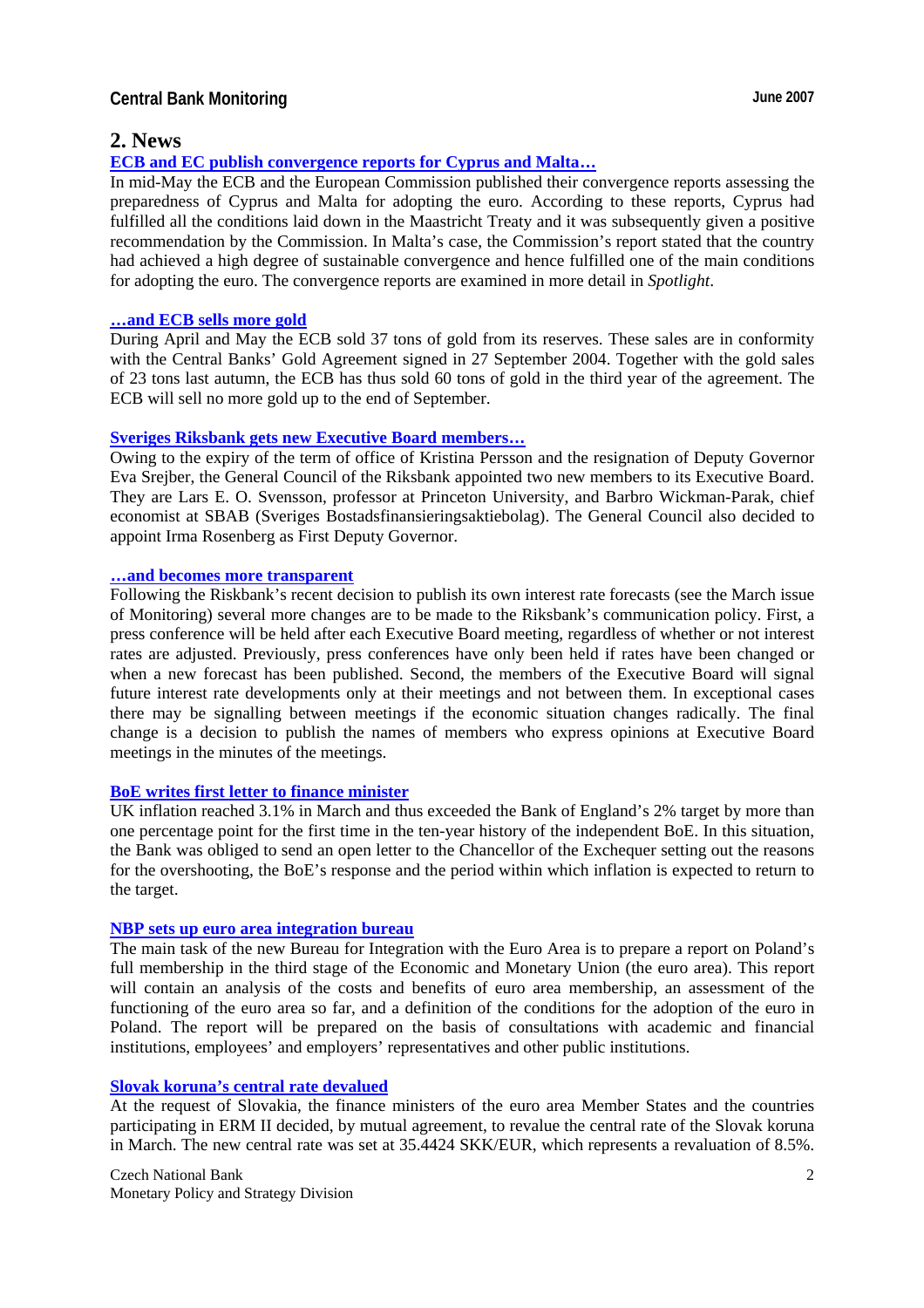## 2. News

### ECB and EC publish convergence reports for Cyprus and Malta…

In mid-May the ECB and the European Commission published their convergence reports assessing the preparedness of Cyprus and Malta for adopting the euro. According to these reports, Cyprus had fulfilled all the conditions laid down in the Maastricht Treaty and it was subsequently given a positive recommendation by the Commission. In Malta's case, the Commission's report stated that the country had achieved a high degree of sustainable convergence and hence fulfilled one of the main conditions for adopting the euro. The convergence reports are examined in more detail in *Spotlight*.

### …and ECB sells more gold

During April and May the ECB sold 37 tons of gold from its reserves. These sales are in conformity with the Central Banks' Gold Agreement signed in 27 September 2004. Together with the gold sales of 23 tons last autumn, the ECB has thus sold 60 tons of gold in the third year of the agreement. The ECB will sell no more gold up to the end of September.

### Sveriges Riksbank gets new Executive Board members…

Owing to the expiry of the term of office of Kristina Persson and the resignation of Deputy Governor Eva Srejber, the General Council of the Riksbank appointed two new members to its Executive Board. They are Lars E. O. Svensson, professor at Princeton University, and Barbro Wickman-Parak, chief economist at SBAB (Sveriges Bostadsfinansieringsaktiebolag). The General Council also decided to appoint Irma Rosenberg as First Deputy Governor.

### …and becomes more transparent

Following the Riskbank's recent decision to publish its own interest rate forecasts (see the March issue of Monitoring) several more changes are to be made to the Riksbank's communication policy. First, a press conference will be held after each Executive Board meeting, regardless of whether or not interest rates are adjusted. Previously, press conferences have only been held if rates have been changed or when a new forecast has been published. Second, the members of the Executive Board will signal future interest rate developments only at their meetings and not between them. In exceptional cases there may be signalling between meetings if the economic situation changes radically. The final change is a decision to publish the names of members who express opinions at Executive Board meetings in the minutes of the meetings.

### BoE writes first letter to finance minister

UK inflation reached 3.1% in March and thus exceeded the Bank of England's 2% target by more than one percentage point for the first time in the ten-year history of the independent BoE. In this situation, the Bank was obliged to send an open letter to the Chancellor of the Exchequer setting out the reasons for the overshooting, the BoE's response and the period within which inflation is expected to return to the target.

### NBP sets up euro area integration bureau

The main task of the new Bureau for Integration with the Euro Area is to prepare a report on Poland's full membership in the third stage of the Economic and Monetary Union (the euro area). This report will contain an analysis of the costs and benefits of euro area membership, an assessment of the functioning of the euro area so far, and a definition of the conditions for the adoption of the euro in Poland. The report will be prepared on the basis of consultations with academic and financial institutions, employees' and employers' representatives and other public institutions.

### Slovak koruna's central rate devalued

At the request of Slovakia, the finance ministers of the euro area Member States and the countries participating in ERM II decided, by mutual agreement, to revalue the central rate of the Slovak koruna in March. The new central rate was set at 35.4424 SKK/EUR, which represents a revaluation of 8.5%.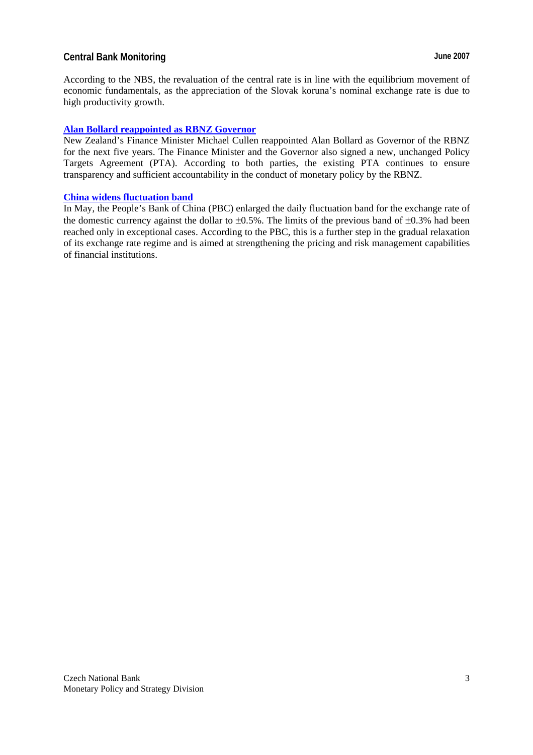According to the NBS, the revaluation of the central rate is in line with the equilibrium movement of economic fundamentals, as the appreciation of the Slovak koruna's nominal exchange rate is due to high productivity growth.

### Alan Bollard reappointed as RBNZ Governor

New Zealand's Finance Minister Michael Cullen reappointed Alan Bollard as Governor of the RBNZ for the next five years. The Finance Minister and the Governor also signed a new, unchanged Policy Targets Agreement (PTA). According to both parties, the existing PTA continues to ensure transparency and sufficient accountability in the conduct of monetary policy by the RBNZ.

### China widens fluctuation band

In May, the People's Bank of China (PBC) enlarged the daily fluctuation band for the exchange rate of the domestic currency against the dollar to ±0.5%. The limits of the previous band of ±0.3% had been reached only in exceptional cases. According to the PBC, this is a further step in the gradual relaxation of its exchange rate regime and is aimed at strengthening the pricing and risk management capabilities of financial institutions.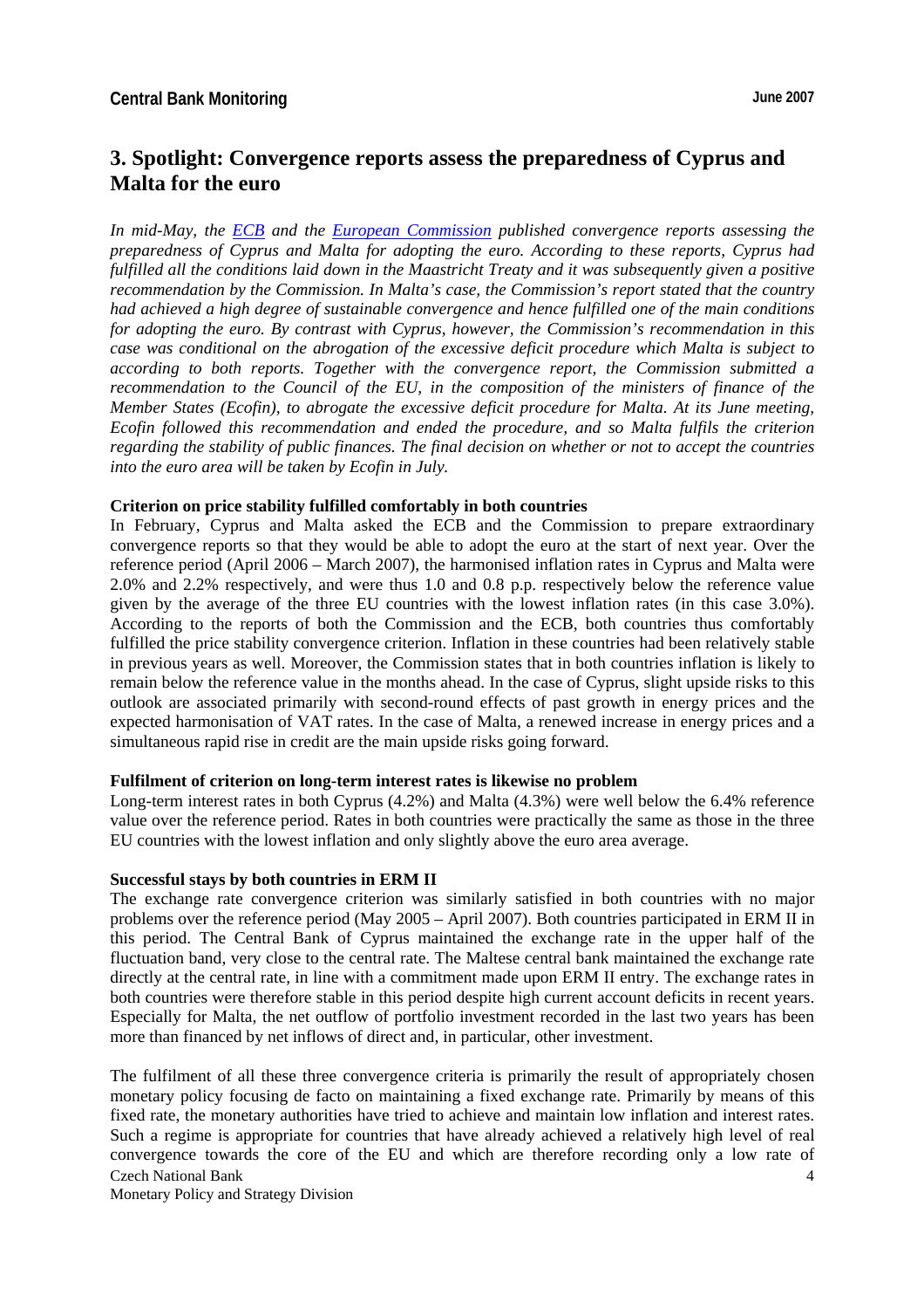## 3. Spotlight: Convergence reports assess the preparedness of Cyprus and Malta for the euro

*In mid-May, the [ECB] and the [European Commission] published convergence reports assessing the preparedness of Cyprus and Malta for adopting the euro. According to these reports, Cyprus had fulfilled all the conditions laid down in the Maastricht Treaty and it was subsequently given a positive recommendation by the Commission. In Malta's case, the Commission's report stated that the country had achieved a high degree of sustainable convergence and hence fulfilled one of the main conditions for adopting the euro. By contrast with Cyprus, however, the Commission's recommendation in this case was conditional on the abrogation of the excessive deficit procedure which Malta is subject to according to both reports. Together with the convergence report, the Commission submitted a recommendation to the Council of the EU, in the composition of the ministers of finance of the Member States (Ecofin), to abrogate the excessive deficit procedure for Malta. At its June meeting, Ecofin followed this recommendation and ended the procedure, and so Malta fulfils the criterion regarding the stability of public finances. The final decision on whether or not to accept the countries into the euro area will be taken by Ecofin in July.*

**Criterion on price stability fulfilled comfortably in both countries**

In February, Cyprus and Malta asked the ECB and the Commission to prepare extraordinary convergence reports so that they would be able to adopt the euro at the start of next year. Over the reference period (April 2006 – March 2007), the harmonised inflation rates in Cyprus and Malta were 2.0% and 2.2% respectively, and were thus 1.0 and 0.8 p.p. respectively below the reference value given by the average of the three EU countries with the lowest inflation rates (in this case 3.0%). According to the reports of both the Commission and the ECB, both countries thus comfortably fulfilled the price stability convergence criterion. Inflation in these countries had been relatively stable in previous years as well. Moreover, the Commission states that in both countries inflation is likely to remain below the reference value in the months ahead. In the case of Cyprus, slight upside risks to this outlook are associated primarily with second-round effects of past growth in energy prices and the expected harmonisation of VAT rates. In the case of Malta, a renewed increase in energy prices and a simultaneous rapid rise in credit are the main upside risks going forward.

**Fulfilment of criterion on long-term interest rates is likewise no problem**

Long-term interest rates in both Cyprus (4.2%) and Malta (4.3%) were well below the 6.4% reference value over the reference period. Rates in both countries were practically the same as those in the three EU countries with the lowest inflation and only slightly above the euro area average.

**Successful stays by both countries in ERM II**

The exchange rate convergence criterion was similarly satisfied in both countries with no major problems over the reference period (May 2005 – April 2007). Both countries participated in ERM II in this period. The Central Bank of Cyprus maintained the exchange rate in the upper half of the fluctuation band, very close to the central rate. The Maltese central bank maintained the exchange rate directly at the central rate, in line with a commitment made upon ERM II entry. The exchange rates in both countries were therefore stable in this period despite high current account deficits in recent years. Especially for Malta, the net outflow of portfolio investment recorded in the last two years has been more than financed by net inflows of direct and, in particular, other investment.

The fulfilment of all these three convergence criteria is primarily the result of appropriately chosen monetary policy focusing de facto on maintaining a fixed exchange rate. Primarily by means of this fixed rate, the monetary authorities have tried to achieve and maintain low inflation and interest rates. Such a regime is appropriate for countries that have already achieved a relatively high level of real convergence towards the core of the EU and which are therefore recording only a low rate of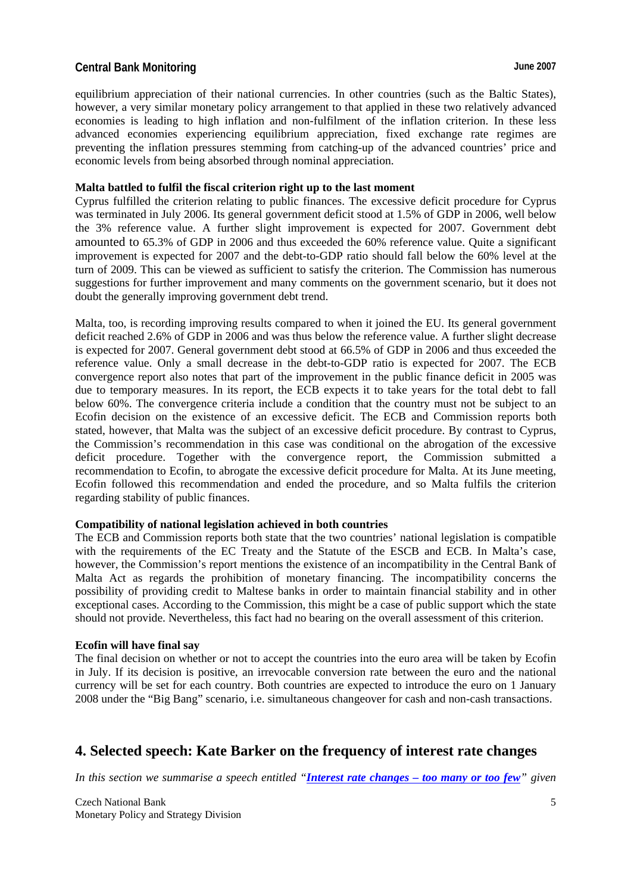equilibrium appreciation of their national currencies. In other countries (such as the Baltic States), however, a very similar monetary policy arrangement to that applied in these two relatively advanced economies is leading to high inflation and non-fulfilment of the inflation criterion. In these less advanced economies experiencing equilibrium appreciation, fixed exchange rate regimes are preventing the inflation pressures stemming from catching-up of the advanced countries' price and economic levels from being absorbed through nominal appreciation.

**Malta battled to fulfil the fiscal criterion right up to the last moment**

Cyprus fulfilled the criterion relating to public finances. The excessive deficit procedure for Cyprus was terminated in July 2006. Its general government deficit stood at 1.5% of GDP in 2006, well below the 3% reference value. A further slight improvement is expected for 2007. Government debt amounted to 65.3% of GDP in 2006 and thus exceeded the 60% reference value. Quite a significant improvement is expected for 2007 and the debt-to-GDP ratio should fall below the 60% level at the turn of 2009. This can be viewed as sufficient to satisfy the criterion. The Commission has numerous suggestions for further improvement and many comments on the government scenario, but it does not doubt the generally improving government debt trend.

Malta, too, is recording improving results compared to when it joined the EU. Its general government deficit reached 2.6% of GDP in 2006 and was thus below the reference value. A further slight decrease is expected for 2007. General government debt stood at 66.5% of GDP in 2006 and thus exceeded the reference value. Only a small decrease in the debt-to-GDP ratio is expected for 2007. The ECB convergence report also notes that part of the improvement in the public finance deficit in 2005 was due to temporary measures. In its report, the ECB expects it to take years for the total debt to fall below 60%. The convergence criteria include a condition that the country must not be subject to an Ecofin decision on the existence of an excessive deficit. The ECB and Commission reports both stated, however, that Malta was the subject of an excessive deficit procedure. By contrast to Cyprus, the Commission's recommendation in this case was conditional on the abrogation of the excessive deficit procedure. Together with the convergence report, the Commission submitted a recommendation to Ecofin, to abrogate the excessive deficit procedure for Malta. At its June meeting, Ecofin followed this recommendation and ended the procedure, and so Malta fulfils the criterion regarding stability of public finances.

**Compatibility of national legislation achieved in both countries**

The ECB and Commission reports both state that the two countries' national legislation is compatible with the requirements of the EC Treaty and the Statute of the ESCB and ECB. In Malta's case, however, the Commission's report mentions the existence of an incompatibility in the Central Bank of Malta Act as regards the prohibition of monetary financing. The incompatibility concerns the possibility of providing credit to Maltese banks in order to maintain financial stability and in other exceptional cases. According to the Commission, this might be a case of public support which the state should not provide. Nevertheless, this fact had no bearing on the overall assessment of this criterion.

**Ecofin will have final say**

The final decision on whether or not to accept the countries into the euro area will be taken by Ecofin in July. If its decision is positive, an irrevocable conversion rate between the euro and the national currency will be set for each country. Both countries are expected to introduce the euro on 1 January 2008 under the "Big Bang" scenario, i.e. simultaneous changeover for cash and non-cash transactions.

## 4. Selected speech: Kate Barker on the frequency of interest rate changes

*In this section we summarise a speech entitled "**Interest rate changes – too many or too few**" given*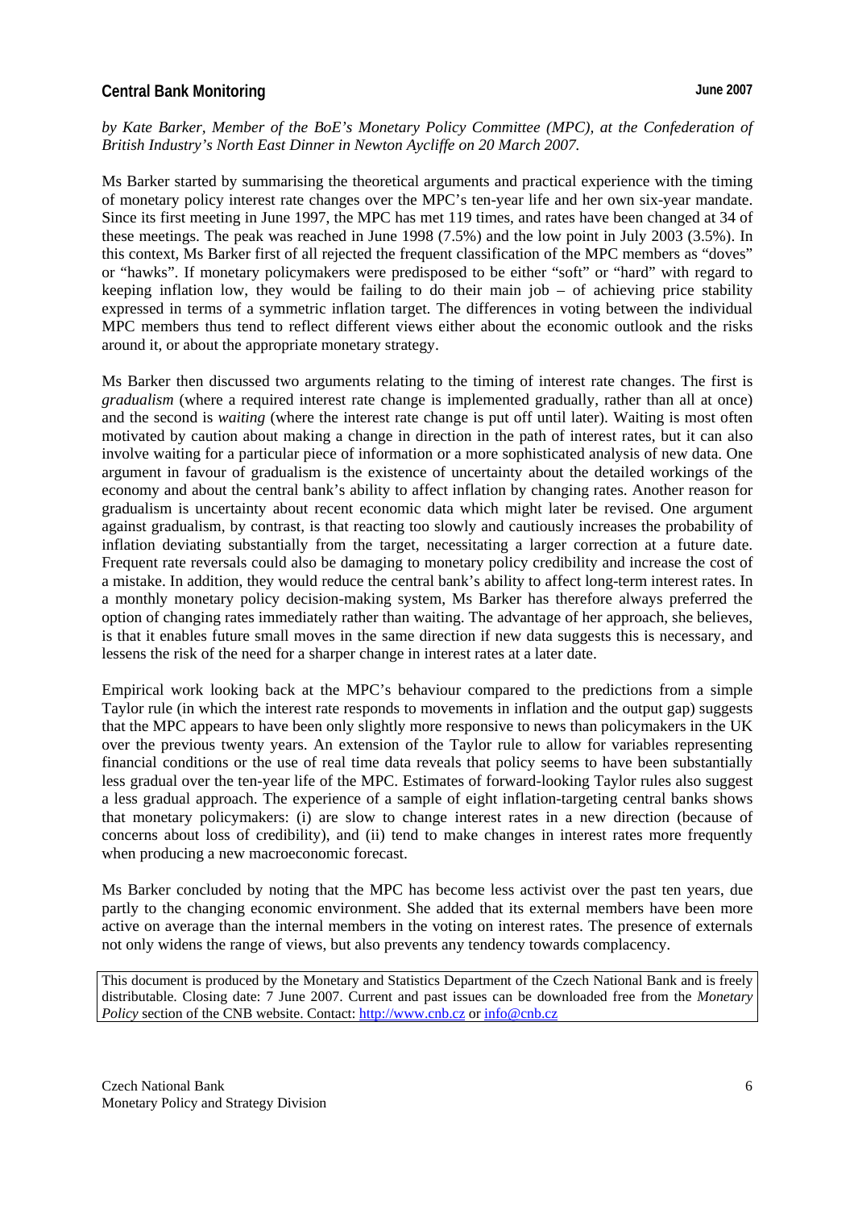*by Kate Barker, Member of the BoE's Monetary Policy Committee (MPC), at the Confederation of British Industry's North East Dinner in Newton Aycliffe on 20 March 2007.*

Ms Barker started by summarising the theoretical arguments and practical experience with the timing of monetary policy interest rate changes over the MPC's ten-year life and her own six-year mandate. Since its first meeting in June 1997, the MPC has met 119 times, and rates have been changed at 34 of these meetings. The peak was reached in June 1998 (7.5%) and the low point in July 2003 (3.5%). In this context, Ms Barker first of all rejected the frequent classification of the MPC members as "doves" or "hawks". If monetary policymakers were predisposed to be either "soft" or "hard" with regard to keeping inflation low, they would be failing to do their main job – of achieving price stability expressed in terms of a symmetric inflation target. The differences in voting between the individual MPC members thus tend to reflect different views either about the economic outlook and the risks around it, or about the appropriate monetary strategy.

Ms Barker then discussed two arguments relating to the timing of interest rate changes. The first is *gradualism* (where a required interest rate change is implemented gradually, rather than all at once) and the second is *waiting* (where the interest rate change is put off until later). Waiting is most often motivated by caution about making a change in direction in the path of interest rates, but it can also involve waiting for a particular piece of information or a more sophisticated analysis of new data. One argument in favour of gradualism is the existence of uncertainty about the detailed workings of the economy and about the central bank's ability to affect inflation by changing rates. Another reason for gradualism is uncertainty about recent economic data which might later be revised. One argument against gradualism, by contrast, is that reacting too slowly and cautiously increases the probability of inflation deviating substantially from the target, necessitating a larger correction at a future date. Frequent rate reversals could also be damaging to monetary policy credibility and increase the cost of a mistake. In addition, they would reduce the central bank's ability to affect long-term interest rates. In a monthly monetary policy decision-making system, Ms Barker has therefore always preferred the option of changing rates immediately rather than waiting. The advantage of her approach, she believes, is that it enables future small moves in the same direction if new data suggests this is necessary, and lessens the risk of the need for a sharper change in interest rates at a later date.

Empirical work looking back at the MPC's behaviour compared to the predictions from a simple Taylor rule (in which the interest rate responds to movements in inflation and the output gap) suggests that the MPC appears to have been only slightly more responsive to news than policymakers in the UK over the previous twenty years. An extension of the Taylor rule to allow for variables representing financial conditions or the use of real time data reveals that policy seems to have been substantially less gradual over the ten-year life of the MPC. Estimates of forward-looking Taylor rules also suggest a less gradual approach. The experience of a sample of eight inflation-targeting central banks shows that monetary policymakers: (i) are slow to change interest rates in a new direction (because of concerns about loss of credibility), and (ii) tend to make changes in interest rates more frequently when producing a new macroeconomic forecast.

Ms Barker concluded by noting that the MPC has become less activist over the past ten years, due partly to the changing economic environment. She added that its external members have been more active on average than the internal members in the voting on interest rates. The presence of externals not only widens the range of views, but also prevents any tendency towards complacency.

This document is produced by the Monetary and Statistics Department of the Czech National Bank and is freely distributable. Closing date: 7 June 2007. Current and past issues can be downloaded free from the *Monetary Policy* section of the CNB website. Contact: http://www.cnb.cz or info@cnb.cz